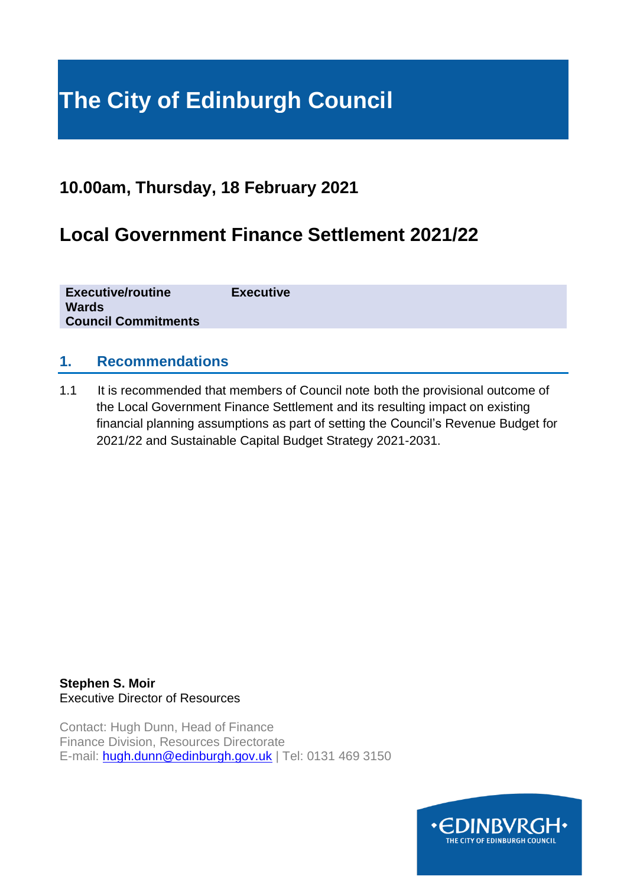# The City of Edinburgh Council

## 10.00am, Thursday, 18 February 2021

## Local Government Finance Settlement 2021/22

| | |
|---|---|
| **Executive/routine** | **Executive** |
| **Wards** | |
| **Council Commitments** | |

## 1. Recommendations

1.1 It is recommended that members of Council note both the provisional outcome of the Local Government Finance Settlement and its resulting impact on existing financial planning assumptions as part of setting the Council's Revenue Budget for 2021/22 and Sustainable Capital Budget Strategy 2021-2031.

**Stephen S. Moir**
Executive Director of Resources

Contact: Hugh Dunn, Head of Finance
Finance Division, Resources Directorate
E-mail: hugh.dunn@edinburgh.gov.uk | Tel: 0131 469 3150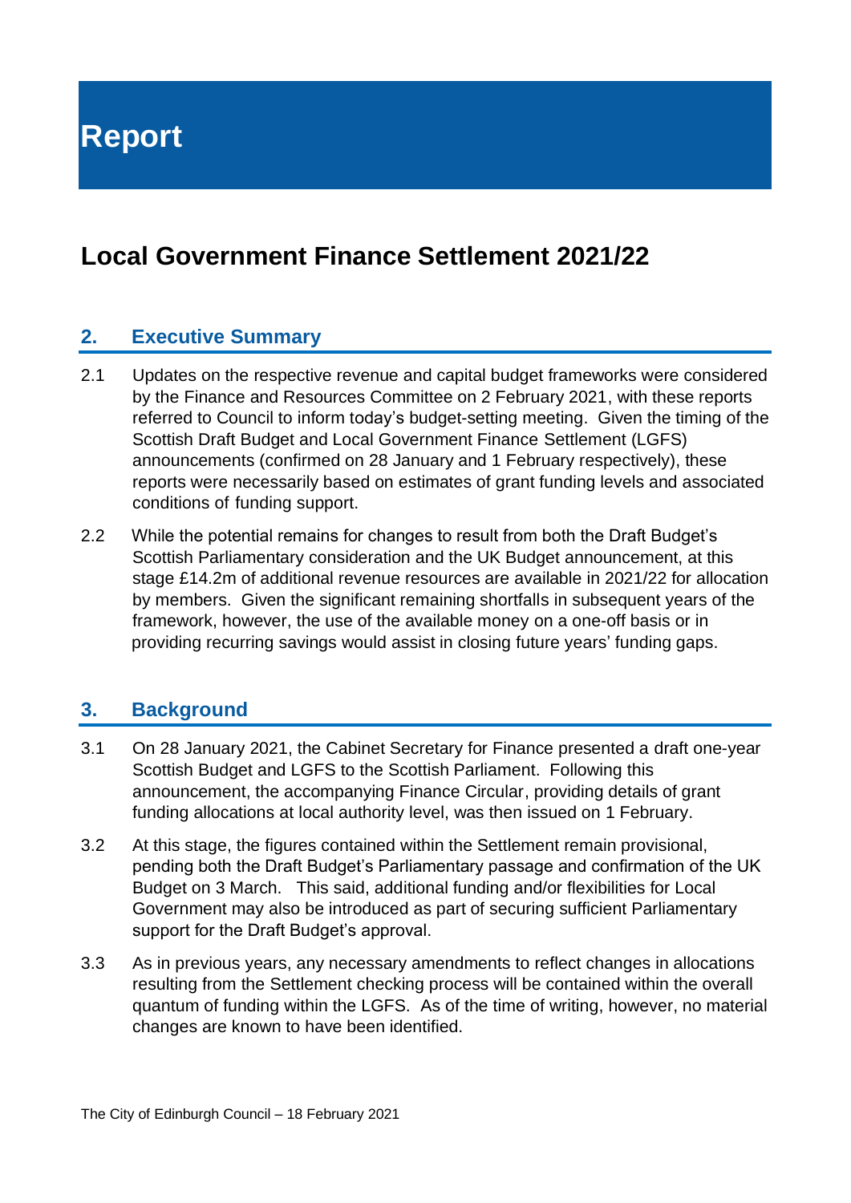# Report

# Local Government Finance Settlement 2021/22

## 2. Executive Summary

2.1 Updates on the respective revenue and capital budget frameworks were considered by the Finance and Resources Committee on 2 February 2021, with these reports referred to Council to inform today's budget-setting meeting. Given the timing of the Scottish Draft Budget and Local Government Finance Settlement (LGFS) announcements (confirmed on 28 January and 1 February respectively), these reports were necessarily based on estimates of grant funding levels and associated conditions of funding support.

2.2 While the potential remains for changes to result from both the Draft Budget's Scottish Parliamentary consideration and the UK Budget announcement, at this stage £14.2m of additional revenue resources are available in 2021/22 for allocation by members. Given the significant remaining shortfalls in subsequent years of the framework, however, the use of the available money on a one-off basis or in providing recurring savings would assist in closing future years' funding gaps.

## 3. Background

3.1 On 28 January 2021, the Cabinet Secretary for Finance presented a draft one-year Scottish Budget and LGFS to the Scottish Parliament. Following this announcement, the accompanying Finance Circular, providing details of grant funding allocations at local authority level, was then issued on 1 February.

3.2 At this stage, the figures contained within the Settlement remain provisional, pending both the Draft Budget's Parliamentary passage and confirmation of the UK Budget on 3 March. This said, additional funding and/or flexibilities for Local Government may also be introduced as part of securing sufficient Parliamentary support for the Draft Budget's approval.

3.3 As in previous years, any necessary amendments to reflect changes in allocations resulting from the Settlement checking process will be contained within the overall quantum of funding within the LGFS. As of the time of writing, however, no material changes are known to have been identified.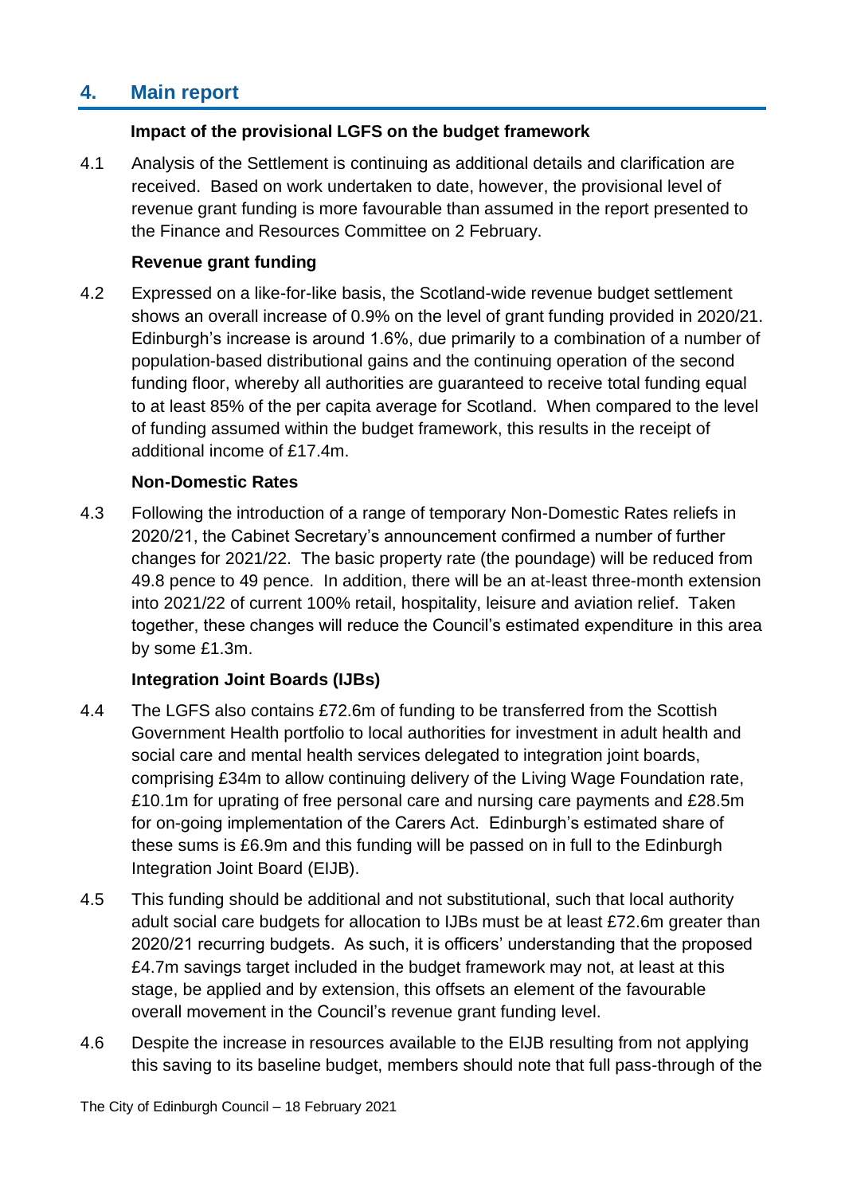## 4. Main report

### Impact of the provisional LGFS on the budget framework

4.1 Analysis of the Settlement is continuing as additional details and clarification are received. Based on work undertaken to date, however, the provisional level of revenue grant funding is more favourable than assumed in the report presented to the Finance and Resources Committee on 2 February.

### Revenue grant funding

4.2 Expressed on a like-for-like basis, the Scotland-wide revenue budget settlement shows an overall increase of 0.9% on the level of grant funding provided in 2020/21. Edinburgh's increase is around 1.6%, due primarily to a combination of a number of population-based distributional gains and the continuing operation of the second funding floor, whereby all authorities are guaranteed to receive total funding equal to at least 85% of the per capita average for Scotland. When compared to the level of funding assumed within the budget framework, this results in the receipt of additional income of £17.4m.

### Non-Domestic Rates

4.3 Following the introduction of a range of temporary Non-Domestic Rates reliefs in 2020/21, the Cabinet Secretary's announcement confirmed a number of further changes for 2021/22. The basic property rate (the poundage) will be reduced from 49.8 pence to 49 pence. In addition, there will be an at-least three-month extension into 2021/22 of current 100% retail, hospitality, leisure and aviation relief. Taken together, these changes will reduce the Council's estimated expenditure in this area by some £1.3m.

### Integration Joint Boards (IJBs)

4.4 The LGFS also contains £72.6m of funding to be transferred from the Scottish Government Health portfolio to local authorities for investment in adult health and social care and mental health services delegated to integration joint boards, comprising £34m to allow continuing delivery of the Living Wage Foundation rate, £10.1m for uprating of free personal care and nursing care payments and £28.5m for on-going implementation of the Carers Act. Edinburgh's estimated share of these sums is £6.9m and this funding will be passed on in full to the Edinburgh Integration Joint Board (EIJB).

4.5 This funding should be additional and not substitutional, such that local authority adult social care budgets for allocation to IJBs must be at least £72.6m greater than 2020/21 recurring budgets. As such, it is officers' understanding that the proposed £4.7m savings target included in the budget framework may not, at least at this stage, be applied and by extension, this offsets an element of the favourable overall movement in the Council's revenue grant funding level.

4.6 Despite the increase in resources available to the EIJB resulting from not applying this saving to its baseline budget, members should note that full pass-through of the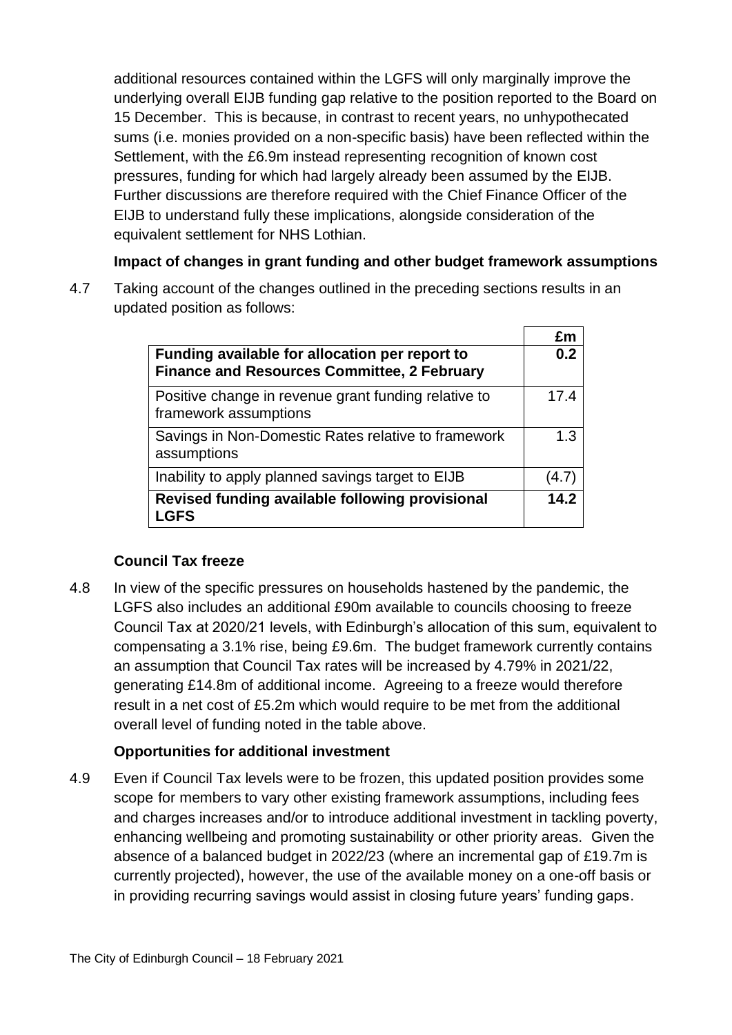additional resources contained within the LGFS will only marginally improve the underlying overall EIJB funding gap relative to the position reported to the Board on 15 December. This is because, in contrast to recent years, no unhypothecated sums (i.e. monies provided on a non-specific basis) have been reflected within the Settlement, with the £6.9m instead representing recognition of known cost pressures, funding for which had largely already been assumed by the EIJB. Further discussions are therefore required with the Chief Finance Officer of the EIJB to understand fully these implications, alongside consideration of the equivalent settlement for NHS Lothian.

**Impact of changes in grant funding and other budget framework assumptions**

4.7 Taking account of the changes outlined in the preceding sections results in an updated position as follows:

| | £m |
|---|---|
| **Funding available for allocation per report to Finance and Resources Committee, 2 February** | **0.2** |
| Positive change in revenue grant funding relative to framework assumptions | 17.4 |
| Savings in Non-Domestic Rates relative to framework assumptions | 1.3 |
| Inability to apply planned savings target to EIJB | (4.7) |
| **Revised funding available following provisional LGFS** | **14.2** |

**Council Tax freeze**

4.8 In view of the specific pressures on households hastened by the pandemic, the LGFS also includes an additional £90m available to councils choosing to freeze Council Tax at 2020/21 levels, with Edinburgh's allocation of this sum, equivalent to compensating a 3.1% rise, being £9.6m. The budget framework currently contains an assumption that Council Tax rates will be increased by 4.79% in 2021/22, generating £14.8m of additional income. Agreeing to a freeze would therefore result in a net cost of £5.2m which would require to be met from the additional overall level of funding noted in the table above.

**Opportunities for additional investment**

4.9 Even if Council Tax levels were to be frozen, this updated position provides some scope for members to vary other existing framework assumptions, including fees and charges increases and/or to introduce additional investment in tackling poverty, enhancing wellbeing and promoting sustainability or other priority areas. Given the absence of a balanced budget in 2022/23 (where an incremental gap of £19.7m is currently projected), however, the use of the available money on a one-off basis or in providing recurring savings would assist in closing future years' funding gaps.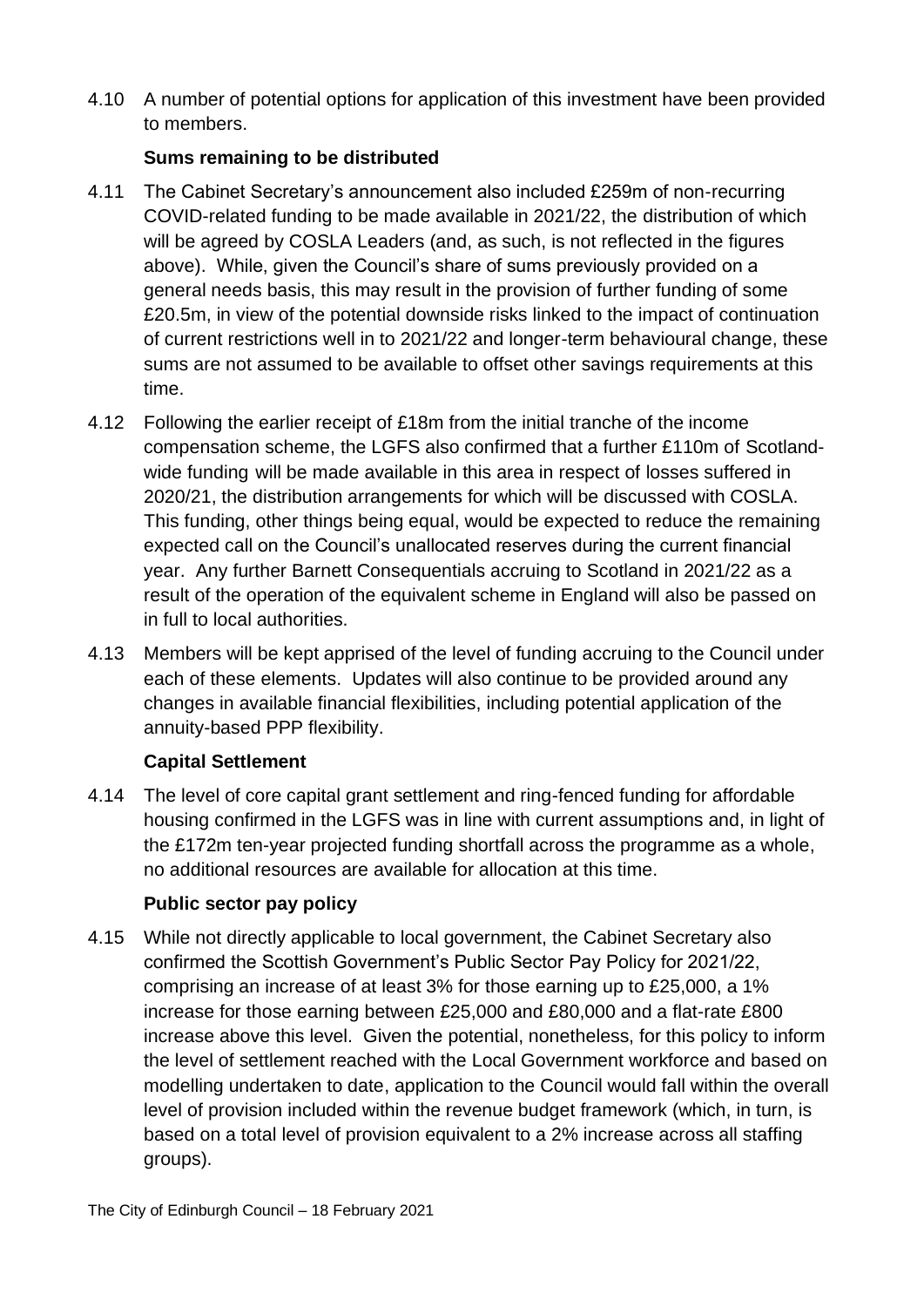4.10 A number of potential options for application of this investment have been provided to members.

**Sums remaining to be distributed**

4.11 The Cabinet Secretary's announcement also included £259m of non-recurring COVID-related funding to be made available in 2021/22, the distribution of which will be agreed by COSLA Leaders (and, as such, is not reflected in the figures above). While, given the Council's share of sums previously provided on a general needs basis, this may result in the provision of further funding of some £20.5m, in view of the potential downside risks linked to the impact of continuation of current restrictions well in to 2021/22 and longer-term behavioural change, these sums are not assumed to be available to offset other savings requirements at this time.

4.12 Following the earlier receipt of £18m from the initial tranche of the income compensation scheme, the LGFS also confirmed that a further £110m of Scotland-wide funding will be made available in this area in respect of losses suffered in 2020/21, the distribution arrangements for which will be discussed with COSLA. This funding, other things being equal, would be expected to reduce the remaining expected call on the Council's unallocated reserves during the current financial year. Any further Barnett Consequentials accruing to Scotland in 2021/22 as a result of the operation of the equivalent scheme in England will also be passed on in full to local authorities.

4.13 Members will be kept apprised of the level of funding accruing to the Council under each of these elements. Updates will also continue to be provided around any changes in available financial flexibilities, including potential application of the annuity-based PPP flexibility.

**Capital Settlement**

4.14 The level of core capital grant settlement and ring-fenced funding for affordable housing confirmed in the LGFS was in line with current assumptions and, in light of the £172m ten-year projected funding shortfall across the programme as a whole, no additional resources are available for allocation at this time.

**Public sector pay policy**

4.15 While not directly applicable to local government, the Cabinet Secretary also confirmed the Scottish Government's Public Sector Pay Policy for 2021/22, comprising an increase of at least 3% for those earning up to £25,000, a 1% increase for those earning between £25,000 and £80,000 and a flat-rate £800 increase above this level. Given the potential, nonetheless, for this policy to inform the level of settlement reached with the Local Government workforce and based on modelling undertaken to date, application to the Council would fall within the overall level of provision included within the revenue budget framework (which, in turn, is based on a total level of provision equivalent to a 2% increase across all staffing groups).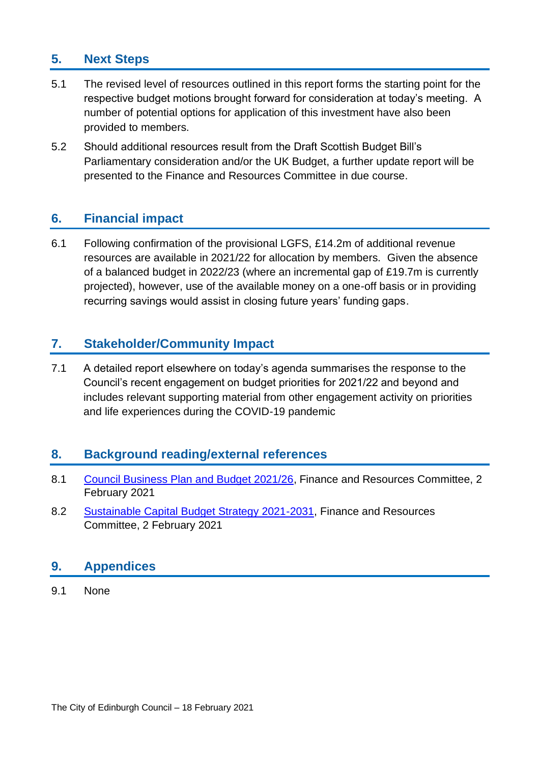## 5. Next Steps

5.1 The revised level of resources outlined in this report forms the starting point for the respective budget motions brought forward for consideration at today's meeting. A number of potential options for application of this investment have also been provided to members.

5.2 Should additional resources result from the Draft Scottish Budget Bill's Parliamentary consideration and/or the UK Budget, a further update report will be presented to the Finance and Resources Committee in due course.

## 6. Financial impact

6.1 Following confirmation of the provisional LGFS, £14.2m of additional revenue resources are available in 2021/22 for allocation by members. Given the absence of a balanced budget in 2022/23 (where an incremental gap of £19.7m is currently projected), however, use of the available money on a one-off basis or in providing recurring savings would assist in closing future years' funding gaps.

## 7. Stakeholder/Community Impact

7.1 A detailed report elsewhere on today's agenda summarises the response to the Council's recent engagement on budget priorities for 2021/22 and beyond and includes relevant supporting material from other engagement activity on priorities and life experiences during the COVID-19 pandemic

## 8. Background reading/external references

8.1 Council Business Plan and Budget 2021/26, Finance and Resources Committee, 2 February 2021

8.2 Sustainable Capital Budget Strategy 2021-2031, Finance and Resources Committee, 2 February 2021

## 9. Appendices

9.1 None